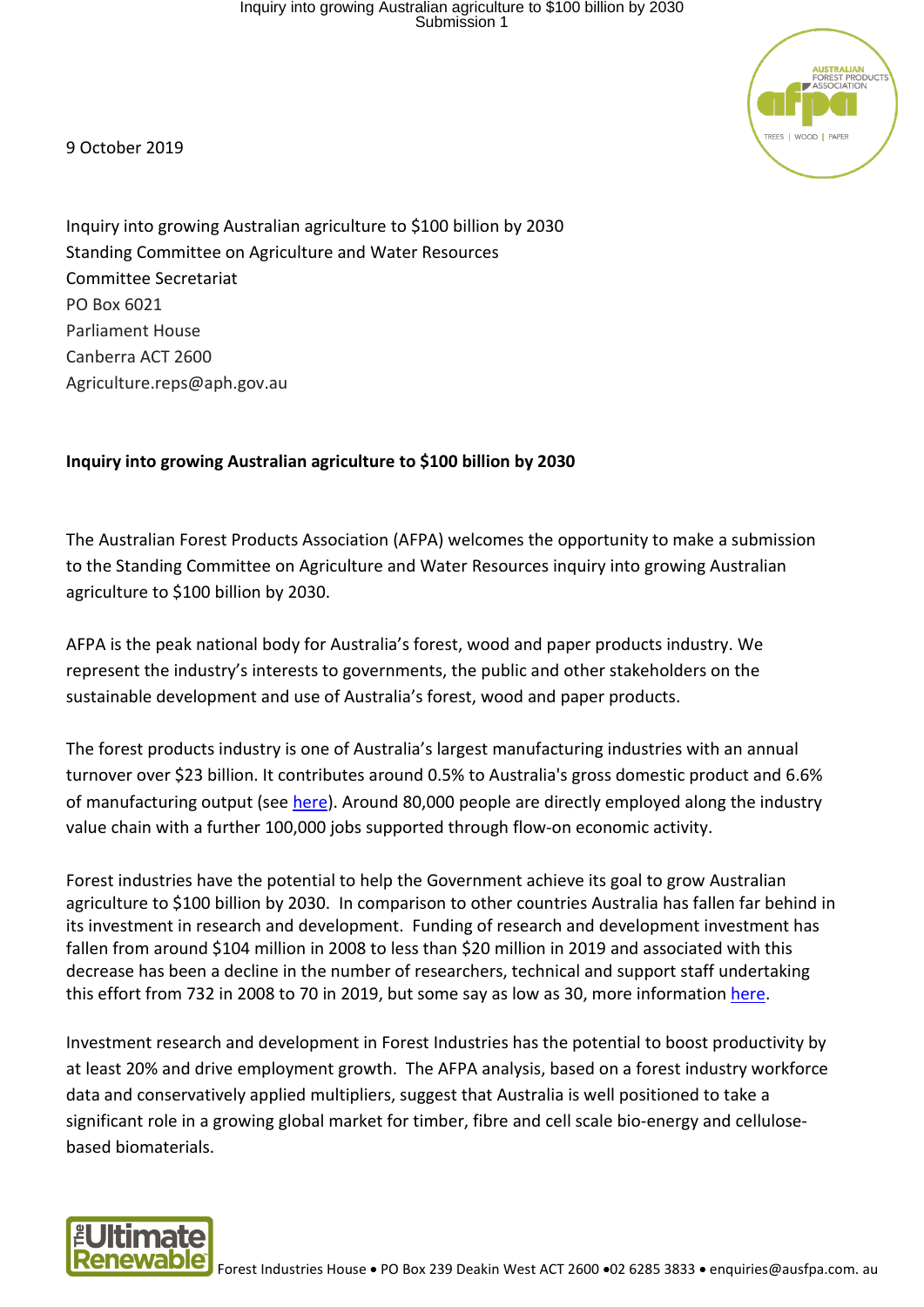9 October 2019

Inquiry into growing Australian agriculture to $100 billion by 2030
Standing Committee on Agriculture and Water Resources
Committee Secretariat
PO Box 6021
Parliament House
Canberra ACT 2600
Agriculture.reps@aph.gov.au

**Inquiry into growing Australian agriculture to $100 billion by 2030**

The Australian Forest Products Association (AFPA) welcomes the opportunity to make a submission to the Standing Committee on Agriculture and Water Resources inquiry into growing Australian agriculture to $100 billion by 2030.

AFPA is the peak national body for Australia's forest, wood and paper products industry. We represent the industry's interests to governments, the public and other stakeholders on the sustainable development and use of Australia's forest, wood and paper products.

The forest products industry is one of Australia's largest manufacturing industries with an annual turnover over $23 billion. It contributes around 0.5% to Australia's gross domestic product and 6.6% of manufacturing output (see here). Around 80,000 people are directly employed along the industry value chain with a further 100,000 jobs supported through flow-on economic activity.

Forest industries have the potential to help the Government achieve its goal to grow Australian agriculture to $100 billion by 2030. In comparison to other countries Australia has fallen far behind in its investment in research and development. Funding of research and development investment has fallen from around $104 million in 2008 to less than $20 million in 2019 and associated with this decrease has been a decline in the number of researchers, technical and support staff undertaking this effort from 732 in 2008 to 70 in 2019, but some say as low as 30, more information here.

Investment research and development in Forest Industries has the potential to boost productivity by at least 20% and drive employment growth. The AFPA analysis, based on a forest industry workforce data and conservatively applied multipliers, suggest that Australia is well positioned to take a significant role in a growing global market for timber, fibre and cell scale bio-energy and cellulose-based biomaterials.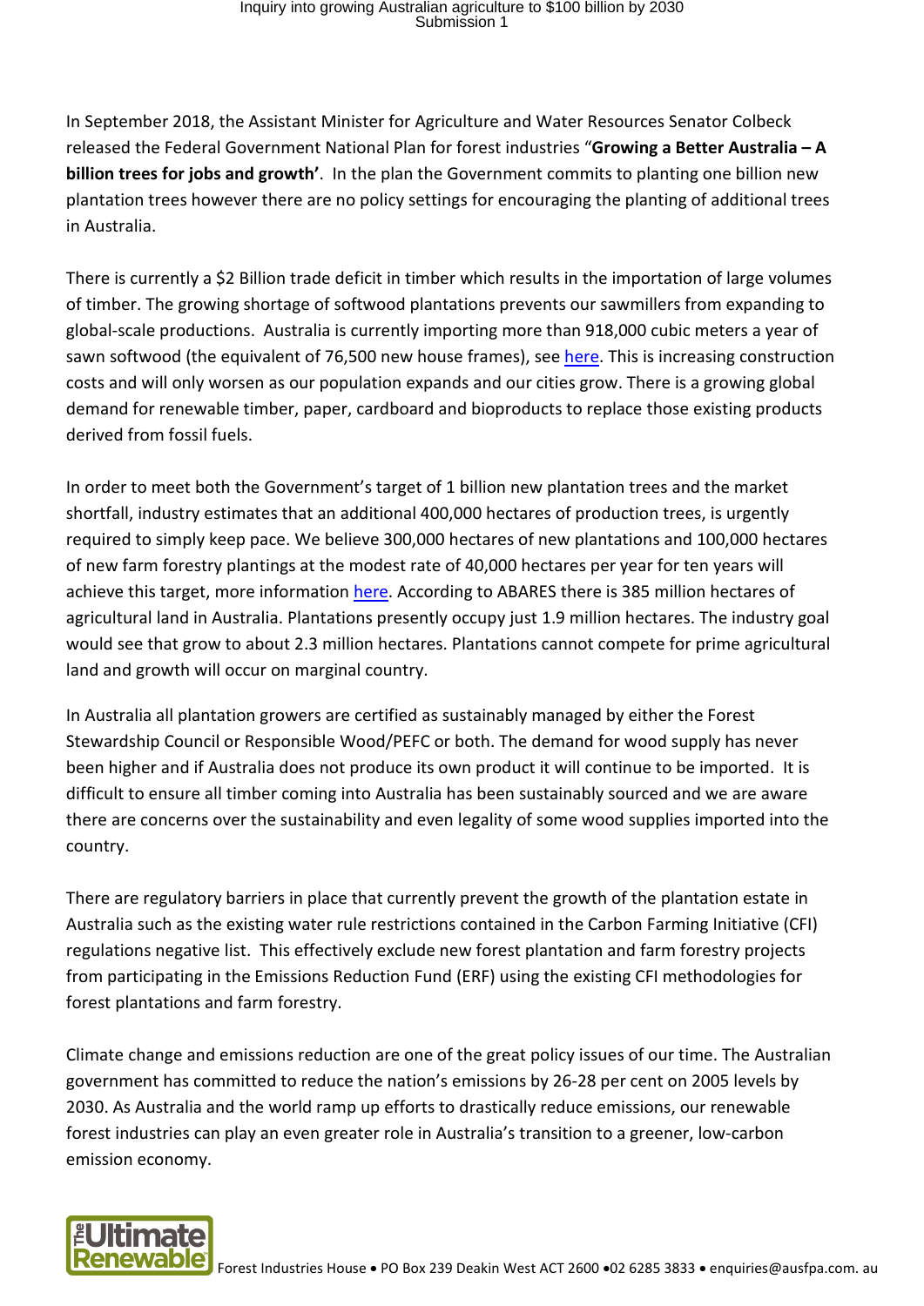In September 2018, the Assistant Minister for Agriculture and Water Resources Senator Colbeck released the Federal Government National Plan for forest industries "**Growing a Better Australia – A billion trees for jobs and growth'**. In the plan the Government commits to planting one billion new plantation trees however there are no policy settings for encouraging the planting of additional trees in Australia.

There is currently a $2 Billion trade deficit in timber which results in the importation of large volumes of timber. The growing shortage of softwood plantations prevents our sawmillers from expanding to global-scale productions. Australia is currently importing more than 918,000 cubic meters a year of sawn softwood (the equivalent of 76,500 new house frames), see here. This is increasing construction costs and will only worsen as our population expands and our cities grow. There is a growing global demand for renewable timber, paper, cardboard and bioproducts to replace those existing products derived from fossil fuels.

In order to meet both the Government's target of 1 billion new plantation trees and the market shortfall, industry estimates that an additional 400,000 hectares of production trees, is urgently required to simply keep pace. We believe 300,000 hectares of new plantations and 100,000 hectares of new farm forestry plantings at the modest rate of 40,000 hectares per year for ten years will achieve this target, more information here. According to ABARES there is 385 million hectares of agricultural land in Australia. Plantations presently occupy just 1.9 million hectares. The industry goal would see that grow to about 2.3 million hectares. Plantations cannot compete for prime agricultural land and growth will occur on marginal country.

In Australia all plantation growers are certified as sustainably managed by either the Forest Stewardship Council or Responsible Wood/PEFC or both. The demand for wood supply has never been higher and if Australia does not produce its own product it will continue to be imported. It is difficult to ensure all timber coming into Australia has been sustainably sourced and we are aware there are concerns over the sustainability and even legality of some wood supplies imported into the country.

There are regulatory barriers in place that currently prevent the growth of the plantation estate in Australia such as the existing water rule restrictions contained in the Carbon Farming Initiative (CFI) regulations negative list. This effectively exclude new forest plantation and farm forestry projects from participating in the Emissions Reduction Fund (ERF) using the existing CFI methodologies for forest plantations and farm forestry.

Climate change and emissions reduction are one of the great policy issues of our time. The Australian government has committed to reduce the nation's emissions by 26-28 per cent on 2005 levels by 2030. As Australia and the world ramp up efforts to drastically reduce emissions, our renewable forest industries can play an even greater role in Australia's transition to a greener, low-carbon emission economy.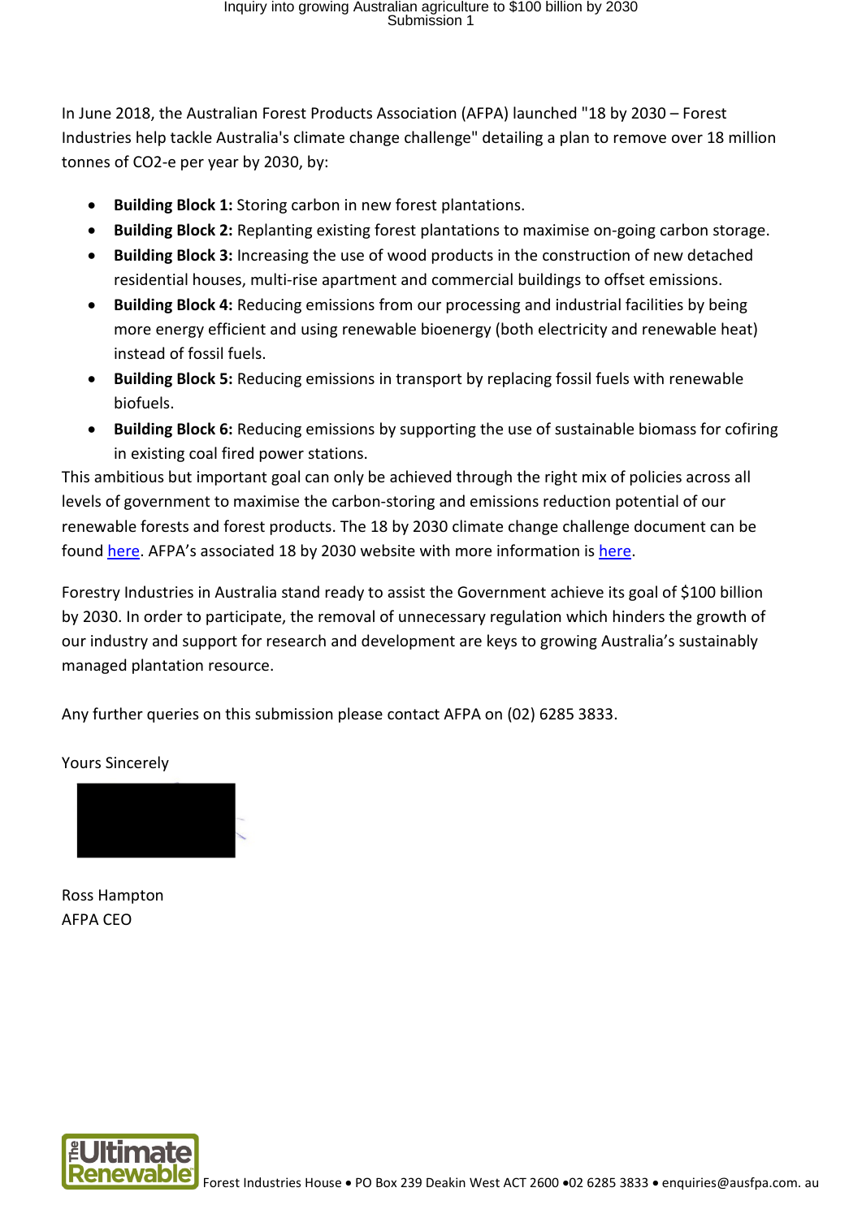In June 2018, the Australian Forest Products Association (AFPA) launched "18 by 2030 – Forest Industries help tackle Australia's climate change challenge" detailing a plan to remove over 18 million tonnes of $CO_2$-e per year by 2030, by:

- **Building Block 1:** Storing carbon in new forest plantations.
- **Building Block 2:** Replanting existing forest plantations to maximise on-going carbon storage.
- **Building Block 3:** Increasing the use of wood products in the construction of new detached residential houses, multi-rise apartment and commercial buildings to offset emissions.
- **Building Block 4:** Reducing emissions from our processing and industrial facilities by being more energy efficient and using renewable bioenergy (both electricity and renewable heat) instead of fossil fuels.
- **Building Block 5:** Reducing emissions in transport by replacing fossil fuels with renewable biofuels.
- **Building Block 6:** Reducing emissions by supporting the use of sustainable biomass for cofiring in existing coal fired power stations.

This ambitious but important goal can only be achieved through the right mix of policies across all levels of government to maximise the carbon-storing and emissions reduction potential of our renewable forests and forest products. The 18 by 2030 climate change challenge document can be found here. AFPA's associated 18 by 2030 website with more information is here.

Forestry Industries in Australia stand ready to assist the Government achieve its goal of $100 billion by 2030. In order to participate, the removal of unnecessary regulation which hinders the growth of our industry and support for research and development are keys to growing Australia's sustainably managed plantation resource.

Any further queries on this submission please contact AFPA on (02) 6285 3833.

Yours Sincerely

Ross Hampton
AFPA CEO

The Ultimate Renewable Forest Industries House • PO Box 239 Deakin West ACT 2600 • 02 6285 3833 • enquiries@ausfpa.com.au